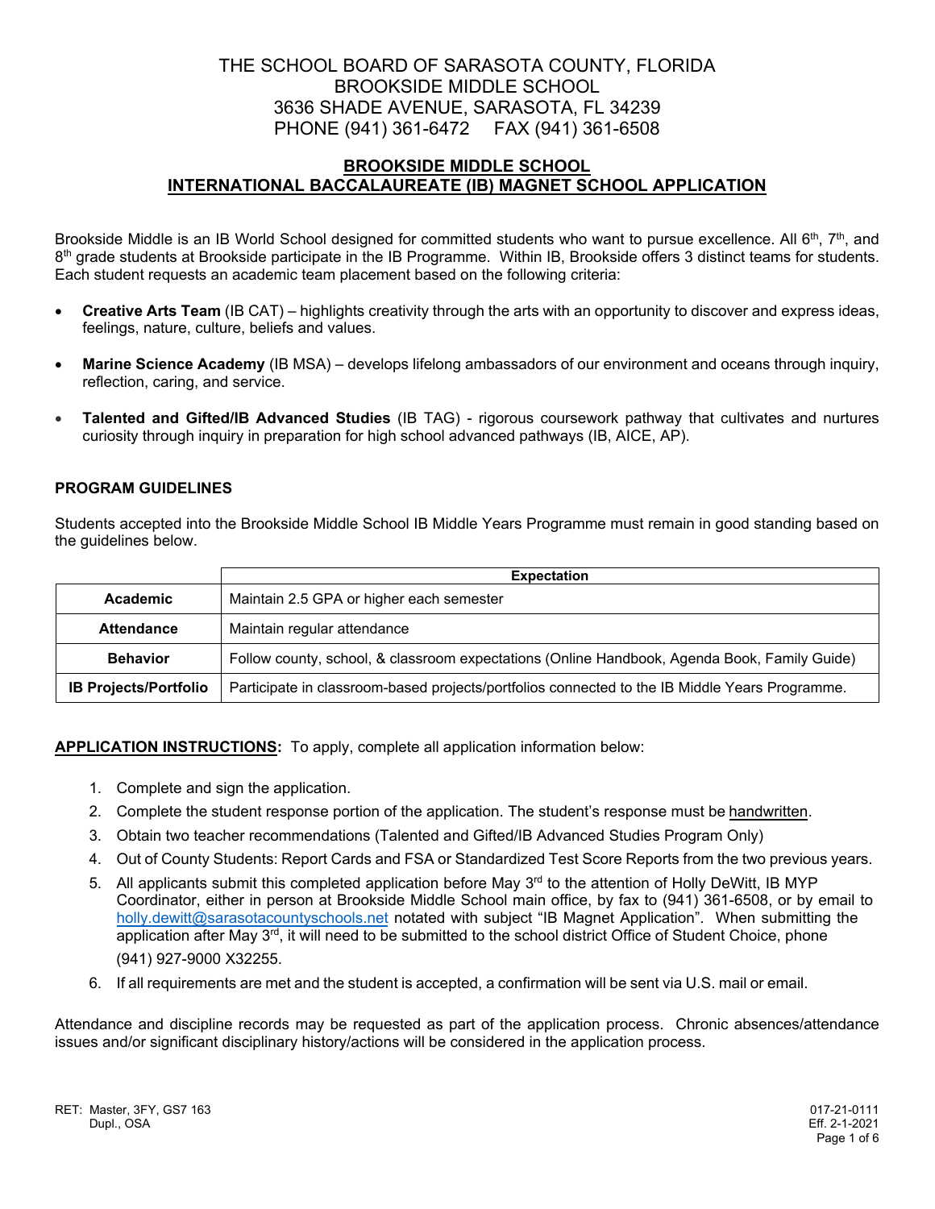THE SCHOOL BOARD OF SARASOTA COUNTY, FLORIDA
BROOKSIDE MIDDLE SCHOOL
3636 SHADE AVENUE, SARASOTA, FL 34239
PHONE (941) 361-6472 FAX (941) 361-6508

# BROOKSIDE MIDDLE SCHOOL
# INTERNATIONAL BACCALAUREATE (IB) MAGNET SCHOOL APPLICATION

Brookside Middle is an IB World School designed for committed students who want to pursue excellence. All 6th, 7th, and 8th grade students at Brookside participate in the IB Programme. Within IB, Brookside offers 3 distinct teams for students. Each student requests an academic team placement based on the following criteria:

- **Creative Arts Team** (IB CAT) – highlights creativity through the arts with an opportunity to discover and express ideas, feelings, nature, culture, beliefs and values.
- **Marine Science Academy** (IB MSA) – develops lifelong ambassadors of our environment and oceans through inquiry, reflection, caring, and service.
- **Talented and Gifted/IB Advanced Studies** (IB TAG) - rigorous coursework pathway that cultivates and nurtures curiosity through inquiry in preparation for high school advanced pathways (IB, AICE, AP).

## PROGRAM GUIDELINES

Students accepted into the Brookside Middle School IB Middle Years Programme must remain in good standing based on the guidelines below.

| | Expectation |
|---|---|
| **Academic** | Maintain 2.5 GPA or higher each semester |
| **Attendance** | Maintain regular attendance |
| **Behavior** | Follow county, school, & classroom expectations (Online Handbook, Agenda Book, Family Guide) |
| **IB Projects/Portfolio** | Participate in classroom-based projects/portfolios connected to the IB Middle Years Programme. |

**APPLICATION INSTRUCTIONS:** To apply, complete all application information below:

1. Complete and sign the application.
2. Complete the student response portion of the application. The student's response must be handwritten.
3. Obtain two teacher recommendations (Talented and Gifted/IB Advanced Studies Program Only)
4. Out of County Students: Report Cards and FSA or Standardized Test Score Reports from the two previous years.
5. All applicants submit this completed application before May 3rd to the attention of Holly DeWitt, IB MYP Coordinator, either in person at Brookside Middle School main office, by fax to (941) 361-6508, or by email to holly.dewitt@sarasotacountyschools.net notated with subject "IB Magnet Application". When submitting the application after May 3rd, it will need to be submitted to the school district Office of Student Choice, phone (941) 927-9000 X32255.
6. If all requirements are met and the student is accepted, a confirmation will be sent via U.S. mail or email.

Attendance and discipline records may be requested as part of the application process. Chronic absences/attendance issues and/or significant disciplinary history/actions will be considered in the application process.

RET: Master, 3FY, GS7 163
Dupl., OSA

017-21-0111
Eff. 2-1-2021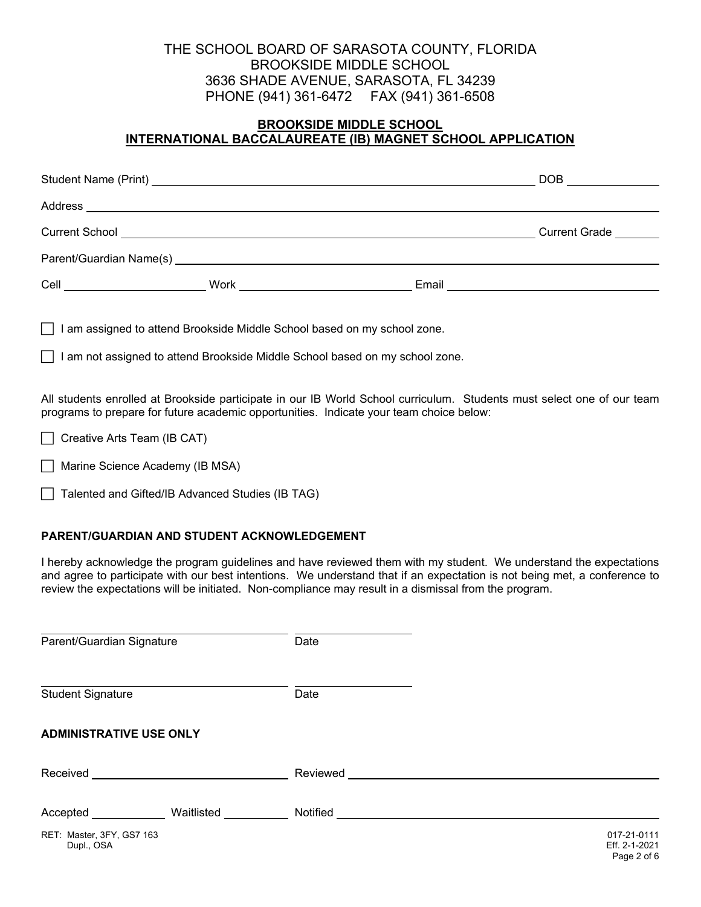THE SCHOOL BOARD OF SARASOTA COUNTY, FLORIDA
BROOKSIDE MIDDLE SCHOOL
3636 SHADE AVENUE, SARASOTA, FL 34239
PHONE (941) 361-6472 FAX (941) 361-6508

## BROOKSIDE MIDDLE SCHOOL
## INTERNATIONAL BACCALAUREATE (IB) MAGNET SCHOOL APPLICATION

Student Name (Print) ______________________________ DOB __________

Address ______________________________________________

Current School ______________________________ Current Grade ______

Parent/Guardian Name(s) ______________________________________

Cell ______________ Work ______________ Email ______________________

☐ I am assigned to attend Brookside Middle School based on my school zone.

☐ I am not assigned to attend Brookside Middle School based on my school zone.

All students enrolled at Brookside participate in our IB World School curriculum. Students must select one of our team programs to prepare for future academic opportunities. Indicate your team choice below:

☐ Creative Arts Team (IB CAT)

☐ Marine Science Academy (IB MSA)

☐ Talented and Gifted/IB Advanced Studies (IB TAG)

### PARENT/GUARDIAN AND STUDENT ACKNOWLEDGEMENT

I hereby acknowledge the program guidelines and have reviewed them with my student. We understand the expectations and agree to participate with our best intentions. We understand that if an expectation is not being met, a conference to review the expectations will be initiated. Non-compliance may result in a dismissal from the program.

______________________________ __________
Parent/Guardian Signature Date

______________________________ __________
Student Signature Date

### ADMINISTRATIVE USE ONLY

Received ______________________ Reviewed ______________________

Accepted __________ Waitlisted __________ Notified ______________________

RET: Master, 3FY, GS7 163
Dupl., OSA

017-21-0111
Eff. 2-1-2021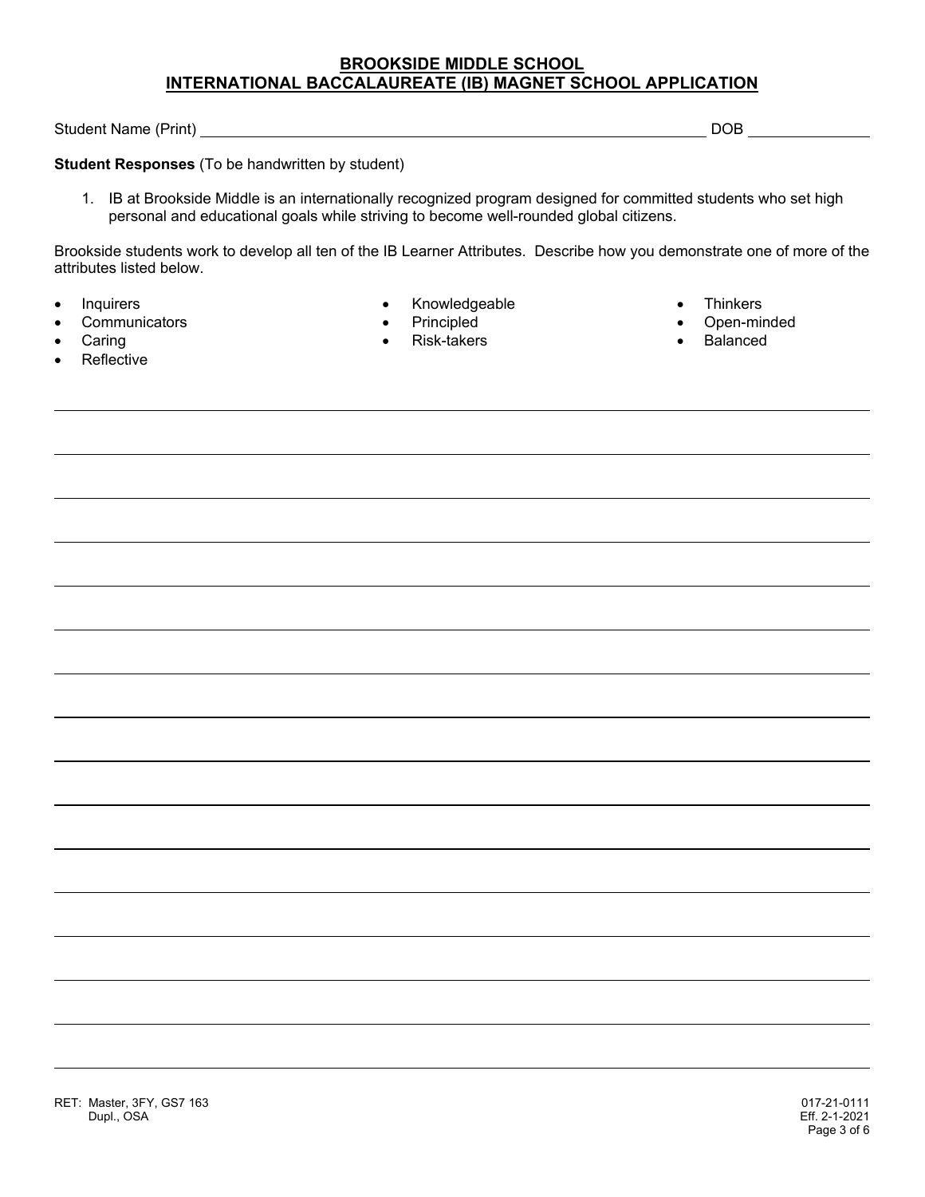**BROOKSIDE MIDDLE SCHOOL**
**INTERNATIONAL BACCALAUREATE (IB) MAGNET SCHOOL APPLICATION**

Student Name (Print) ______________________________ DOB ____________

**Student Responses** (To be handwritten by student)

1. IB at Brookside Middle is an internationally recognized program designed for committed students who set high personal and educational goals while striving to become well-rounded global citizens.

Brookside students work to develop all ten of the IB Learner Attributes. Describe how you demonstrate one of more of the attributes listed below.

- Inquirers
- Communicators
- Caring
- Reflective
- Knowledgeable
- Principled
- Risk-takers
- Thinkers
- Open-minded
- Balanced

______________________________________________________________________________

______________________________________________________________________________

______________________________________________________________________________

______________________________________________________________________________

______________________________________________________________________________

______________________________________________________________________________

______________________________________________________________________________

______________________________________________________________________________

______________________________________________________________________________

______________________________________________________________________________

______________________________________________________________________________

______________________________________________________________________________

______________________________________________________________________________

______________________________________________________________________________

______________________________________________________________________________

______________________________________________________________________________

RET: Master, 3FY, GS7 163
Dupl., OSA

017-21-0111
Eff. 2-1-2021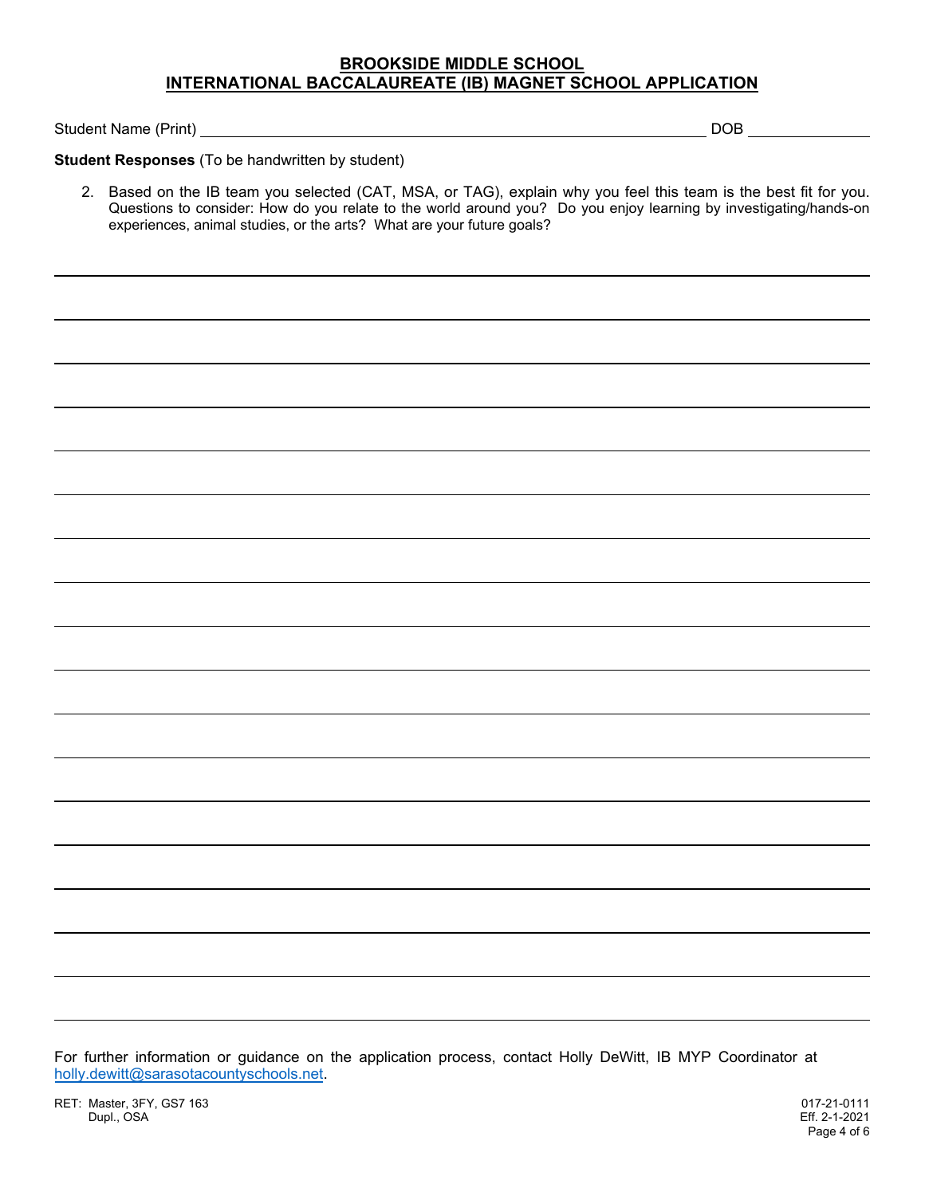**BROOKSIDE MIDDLE SCHOOL**
**INTERNATIONAL BACCALAUREATE (IB) MAGNET SCHOOL APPLICATION**

Student Name (Print) ____________________________________________ DOB ______________

**Student Responses** (To be handwritten by student)

2. Based on the IB team you selected (CAT, MSA, or TAG), explain why you feel this team is the best fit for you. Questions to consider: How do you relate to the world around you? Do you enjoy learning by investigating/hands-on experiences, animal studies, or the arts? What are your future goals?

______________________________________________________________________________

______________________________________________________________________________

______________________________________________________________________________

______________________________________________________________________________

______________________________________________________________________________

______________________________________________________________________________

______________________________________________________________________________

______________________________________________________________________________

______________________________________________________________________________

______________________________________________________________________________

______________________________________________________________________________

______________________________________________________________________________

______________________________________________________________________________

______________________________________________________________________________

______________________________________________________________________________

______________________________________________________________________________

______________________________________________________________________________

For further information or guidance on the application process, contact Holly DeWitt, IB MYP Coordinator at holly.dewitt@sarasotacountyschools.net.

RET: Master, 3FY, GS7 163
Dupl., OSA

017-21-0111
Eff. 2-1-2021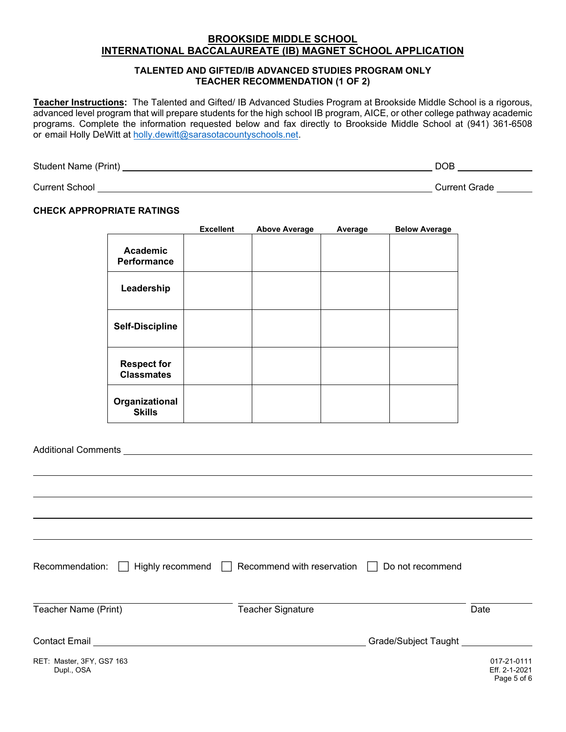**BROOKSIDE MIDDLE SCHOOL**
**INTERNATIONAL BACCALAUREATE (IB) MAGNET SCHOOL APPLICATION**

**TALENTED AND GIFTED/IB ADVANCED STUDIES PROGRAM ONLY**
**TEACHER RECOMMENDATION (1 OF 2)**

**Teacher Instructions:** The Talented and Gifted/ IB Advanced Studies Program at Brookside Middle School is a rigorous, advanced level program that will prepare students for the high school IB program, AICE, or other college pathway academic programs. Complete the information requested below and fax directly to Brookside Middle School at (941) 361-6508 or email Holly DeWitt at holly.dewitt@sarasotacountyschools.net.

Student Name (Print) ______________________________ DOB ____________

Current School ______________________________ Current Grade ________

**CHECK APPROPRIATE RATINGS**

| | Excellent | Above Average | Average | Below Average |
|---|---|---|---|---|
| **Academic Performance** | | | | |
| **Leadership** | | | | |
| **Self-Discipline** | | | | |
| **Respect for Classmates** | | | | |
| **Organizational Skills** | | | | |

Additional Comments ______________________________________________

__________________________________________________________________

__________________________________________________________________

__________________________________________________________________

__________________________________________________________________

Recommendation: ☐ Highly recommend ☐ Recommend with reservation ☐ Do not recommend

______________________ ______________________ __________
Teacher Name (Print) Teacher Signature Date

Contact Email ______________________________ Grade/Subject Taught ____________

RET: Master, 3FY, GS7 163
Dupl., OSA

017-21-0111
Eff. 2-1-2021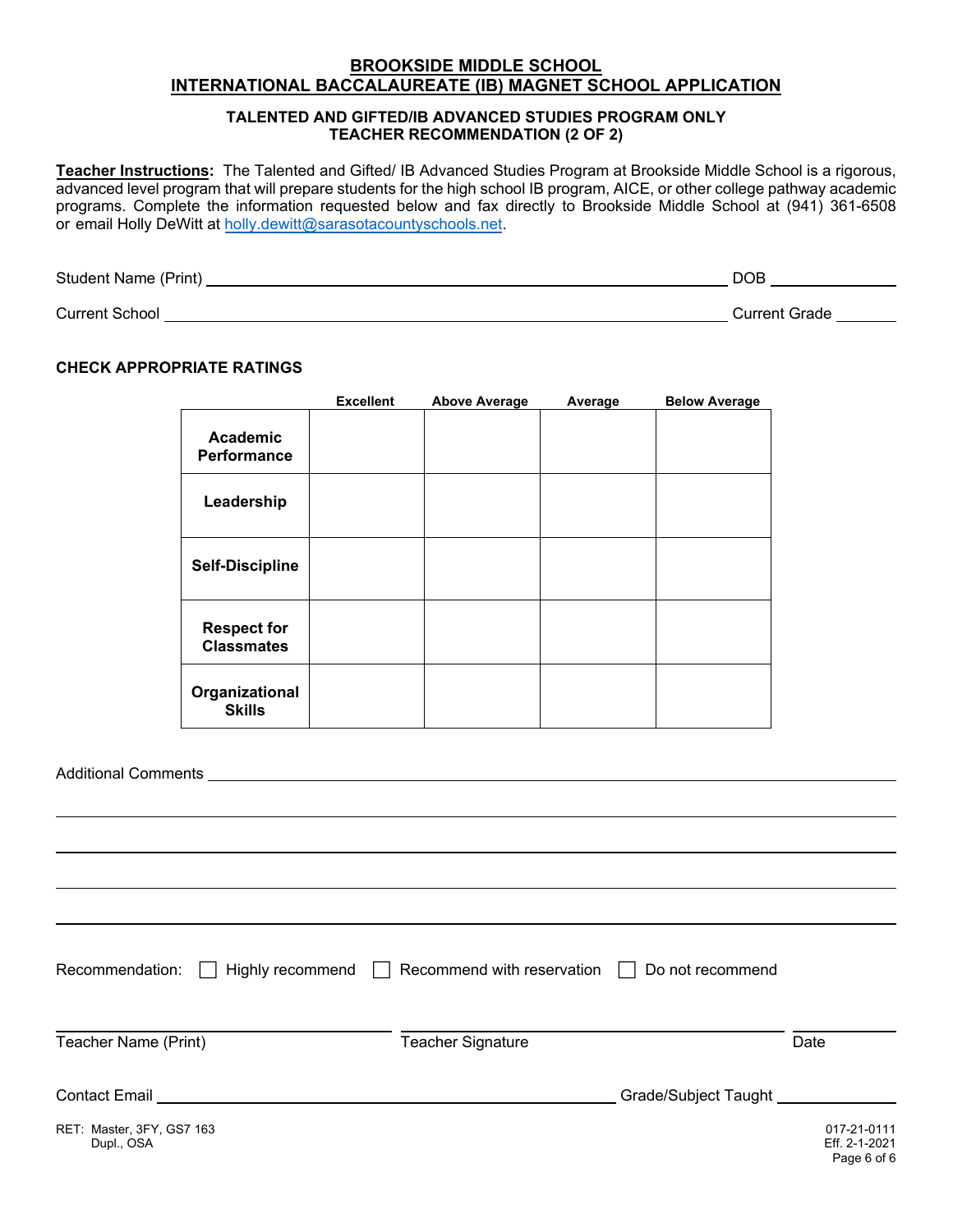# BROOKSIDE MIDDLE SCHOOL
# INTERNATIONAL BACCALAUREATE (IB) MAGNET SCHOOL APPLICATION

### TALENTED AND GIFTED/IB ADVANCED STUDIES PROGRAM ONLY
### TEACHER RECOMMENDATION (2 OF 2)

**Teacher Instructions:** The Talented and Gifted/ IB Advanced Studies Program at Brookside Middle School is a rigorous, advanced level program that will prepare students for the high school IB program, AICE, or other college pathway academic programs. Complete the information requested below and fax directly to Brookside Middle School at (941) 361-6508 or email Holly DeWitt at holly.dewitt@sarasotacountyschools.net.

Student Name (Print) ______________________________ DOB ____________

Current School ______________________________ Current Grade ________

**CHECK APPROPRIATE RATINGS**

| | Excellent | Above Average | Average | Below Average |
|---|---|---|---|---|
| **Academic Performance** | | | | |
| **Leadership** | | | | |
| **Self-Discipline** | | | | |
| **Respect for Classmates** | | | | |
| **Organizational Skills** | | | | |

Additional Comments ______________________________________________

______________________________________________

______________________________________________

______________________________________________

______________________________________________

Recommendation: ☐ Highly recommend ☐ Recommend with reservation ☐ Do not recommend

______________________ ______________________ ____________

Teacher Name (Print) Teacher Signature Date

Contact Email ______________________________ Grade/Subject Taught ____________

RET: Master, 3FY, GS7 163
Dupl., OSA

017-21-0111
Eff. 2-1-2021